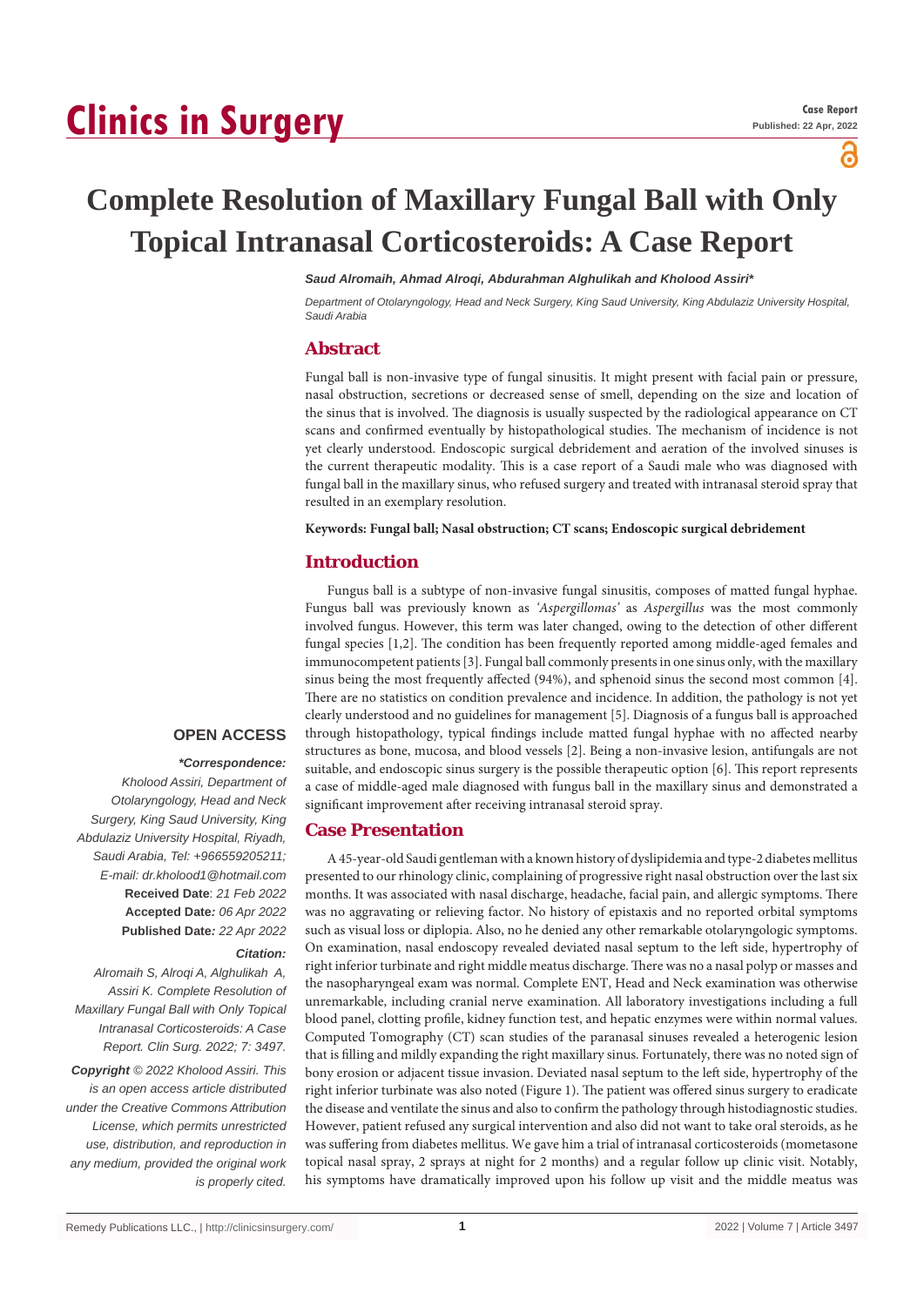# Clinics in Surgery

**Case Report**
**Published: 22 Apr, 2022**

# Complete Resolution of Maxillary Fungal Ball with Only Topical Intranasal Corticosteroids: A Case Report

***Saud Alromaih, Ahmad Alroqi, Abdurahman Alghulikah and Kholood Assiri****

*Department of Otolaryngology, Head and Neck Surgery, King Saud University, King Abdulaziz University Hospital, Saudi Arabia*

## Abstract

Fungal ball is non-invasive type of fungal sinusitis. It might present with facial pain or pressure, nasal obstruction, secretions or decreased sense of smell, depending on the size and location of the sinus that is involved. The diagnosis is usually suspected by the radiological appearance on CT scans and confirmed eventually by histopathological studies. The mechanism of incidence is not yet clearly understood. Endoscopic surgical debridement and aeration of the involved sinuses is the current therapeutic modality. This is a case report of a Saudi male who was diagnosed with fungal ball in the maxillary sinus, who refused surgery and treated with intranasal steroid spray that resulted in an exemplary resolution.

**Keywords: Fungal ball; Nasal obstruction; CT scans; Endoscopic surgical debridement**

## Introduction

Fungus ball is a subtype of non-invasive fungal sinusitis, composes of matted fungal hyphae. Fungus ball was previously known as *'Aspergillomas'* as *Aspergillus* was the most commonly involved fungus. However, this term was later changed, owing to the detection of other different fungal species [1,2]. The condition has been frequently reported among middle-aged females and immunocompetent patients [3]. Fungal ball commonly presents in one sinus only, with the maxillary sinus being the most frequently affected (94%), and sphenoid sinus the second most common [4]. There are no statistics on condition prevalence and incidence. In addition, the pathology is not yet clearly understood and no guidelines for management [5]. Diagnosis of a fungus ball is approached through histopathology, typical findings include matted fungal hyphae with no affected nearby structures as bone, mucosa, and blood vessels [2]. Being a non-invasive lesion, antifungals are not suitable, and endoscopic sinus surgery is the possible therapeutic option [6]. This report represents a case of middle-aged male diagnosed with fungus ball in the maxillary sinus and demonstrated a significant improvement after receiving intranasal steroid spray.

## Case Presentation

A 45-year-old Saudi gentleman with a known history of dyslipidemia and type-2 diabetes mellitus presented to our rhinology clinic, complaining of progressive right nasal obstruction over the last six months. It was associated with nasal discharge, headache, facial pain, and allergic symptoms. There was no aggravating or relieving factor. No history of epistaxis and no reported orbital symptoms such as visual loss or diplopia. Also, no he denied any other remarkable otolaryngologic symptoms. On examination, nasal endoscopy revealed deviated nasal septum to the left side, hypertrophy of right inferior turbinate and right middle meatus discharge. There was no a nasal polyp or masses and the nasopharyngeal exam was normal. Complete ENT, Head and Neck examination was otherwise unremarkable, including cranial nerve examination. All laboratory investigations including a full blood panel, clotting profile, kidney function test, and hepatic enzymes were within normal values. Computed Tomography (CT) scan studies of the paranasal sinuses revealed a heterogenic lesion that is filling and mildly expanding the right maxillary sinus. Fortunately, there was no noted sign of bony erosion or adjacent tissue invasion. Deviated nasal septum to the left side, hypertrophy of the right inferior turbinate was also noted (Figure 1). The patient was offered sinus surgery to eradicate the disease and ventilate the sinus and also to confirm the pathology through histodiagnostic studies. However, patient refused any surgical intervention and also did not want to take oral steroids, as he was suffering from diabetes mellitus. We gave him a trial of intranasal corticosteroids (mometasone topical nasal spray, 2 sprays at night for 2 months) and a regular follow up clinic visit. Notably, his symptoms have dramatically improved upon his follow up visit and the middle meatus was

**OPEN ACCESS**

***Correspondence:***

*Kholood Assiri, Department of Otolaryngology, Head and Neck Surgery, King Saud University, King Abdulaziz University Hospital, Riyadh, Saudi Arabia, Tel: +966559205211; E-mail: dr.kholood1@hotmail.com*

**Received Date**: *21 Feb 2022*

**Accepted Date***: 06 Apr 2022*

**Published Date***: 22 Apr 2022*

***Citation:***

*Alromaih S, Alroqi A, Alghulikah A, Assiri K. Complete Resolution of Maxillary Fungal Ball with Only Topical Intranasal Corticosteroids: A Case Report. Clin Surg. 2022; 7: 3497.*

***Copyright** © 2022 Kholood Assiri. This is an open access article distributed under the Creative Commons Attribution License, which permits unrestricted use, distribution, and reproduction in any medium, provided the original work is properly cited.*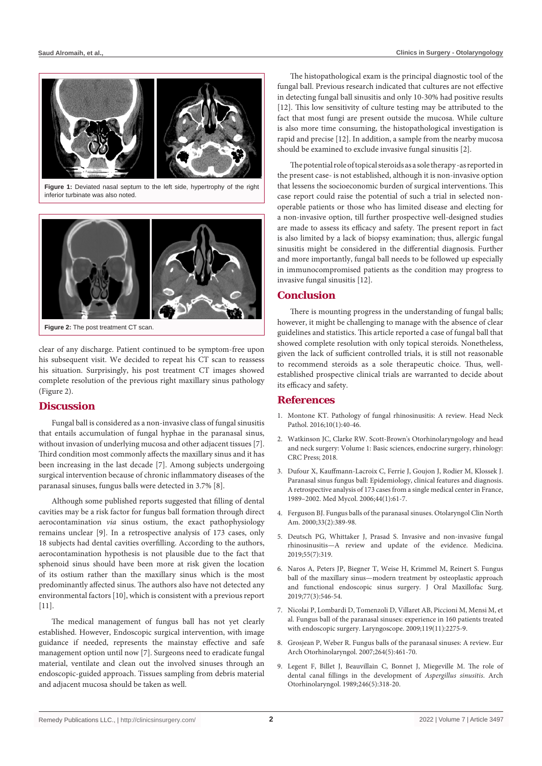**Figure 1:** Deviated nasal septum to the left side, hypertrophy of the right inferior turbinate was also noted.

**Figure 2:** The post treatment CT scan.

clear of any discharge. Patient continued to be symptom-free upon his subsequent visit. We decided to repeat his CT scan to reassess his situation. Surprisingly, his post treatment CT images showed complete resolution of the previous right maxillary sinus pathology (Figure 2).

## Discussion

Fungal ball is considered as a non-invasive class of fungal sinusitis that entails accumulation of fungal hyphae in the paranasal sinus, without invasion of underlying mucosa and other adjacent tissues [7]. Third condition most commonly affects the maxillary sinus and it has been increasing in the last decade [7]. Among subjects undergoing surgical intervention because of chronic inflammatory diseases of the paranasal sinuses, fungus balls were detected in 3.7% [8].

Although some published reports suggested that filling of dental cavities may be a risk factor for fungus ball formation through direct aerocontamination *via* sinus ostium, the exact pathophysiology remains unclear [9]. In a retrospective analysis of 173 cases, only 18 subjects had dental cavities overfilling. According to the authors, aerocontamination hypothesis is not plausible due to the fact that sphenoid sinus should have been more at risk given the location of its ostium rather than the maxillary sinus which is the most predominantly affected sinus. The authors also have not detected any environmental factors [10], which is consistent with a previous report [11].

The medical management of fungus ball has not yet clearly established. However, Endoscopic surgical intervention, with image guidance if needed, represents the mainstay effective and safe management option until now [7]. Surgeons need to eradicate fungal material, ventilate and clean out the involved sinuses through an endoscopic-guided approach. Tissues sampling from debris material and adjacent mucosa should be taken as well.

The histopathological exam is the principal diagnostic tool of the fungal ball. Previous research indicated that cultures are not effective in detecting fungal ball sinusitis and only 10-30% had positive results [12]. This low sensitivity of culture testing may be attributed to the fact that most fungi are present outside the mucosa. While culture is also more time consuming, the histopathological investigation is rapid and precise [12]. In addition, a sample from the nearby mucosa should be examined to exclude invasive fungal sinusitis [2].

The potential role of topical steroids as a sole therapy -as reported in the present case- is not established, although it is non-invasive option that lessens the socioeconomic burden of surgical interventions. This case report could raise the potential of such a trial in selected non-operable patients or those who has limited disease and electing for a non-invasive option, till further prospective well-designed studies are made to assess its efficacy and safety. The present report in fact is also limited by a lack of biopsy examination; thus, allergic fungal sinusitis might be considered in the differential diagnosis. Further and more importantly, fungal ball needs to be followed up especially in immunocompromised patients as the condition may progress to invasive fungal sinusitis [12].

## Conclusion

There is mounting progress in the understanding of fungal balls; however, it might be challenging to manage with the absence of clear guidelines and statistics. This article reported a case of fungal ball that showed complete resolution with only topical steroids. Nonetheless, given the lack of sufficient controlled trials, it is still not reasonable to recommend steroids as a sole therapeutic choice. Thus, well-established prospective clinical trials are warranted to decide about its efficacy and safety.

## References

1. Montone KT. Pathology of fungal rhinosinusitis: A review. Head Neck Pathol. 2016;10(1):40-46.
2. Watkinson JC, Clarke RW. Scott-Brown's Otorhinolaryngology and head and neck surgery: Volume 1: Basic sciences, endocrine surgery, rhinology: CRC Press; 2018.
3. Dufour X, Kauffmann-Lacroix C, Ferrie J, Goujon J, Rodier M, Klossek J. Paranasal sinus fungus ball: Epidemiology, clinical features and diagnosis. A retrospective analysis of 173 cases from a single medical center in France, 1989–2002. Med Mycol. 2006;44(1):61-7.
4. Ferguson BJ. Fungus balls of the paranasal sinuses. Otolaryngol Clin North Am. 2000;33(2):389-98.
5. Deutsch PG, Whittaker J, Prasad S. Invasive and non-invasive fungal rhinosinusitis—A review and update of the evidence. Medicina. 2019;55(7):319.
6. Naros A, Peters JP, Biegner T, Weise H, Krimmel M, Reinert S. Fungus ball of the maxillary sinus—modern treatment by osteoplastic approach and functional endoscopic sinus surgery. J Oral Maxillofac Surg. 2019;77(3):546-54.
7. Nicolai P, Lombardi D, Tomenzoli D, Villaret AB, Piccioni M, Mensi M, et al. Fungus ball of the paranasal sinuses: experience in 160 patients treated with endoscopic surgery. Laryngoscope. 2009;119(11):2275-9.
8. Grosjean P, Weber R. Fungus balls of the paranasal sinuses: A review. Eur Arch Otorhinolaryngol. 2007;264(5):461-70.
9. Legent F, Billet J, Beauvillain C, Bonnet J, Miegeville M. The role of dental canal fillings in the development of *Aspergillus sinusitis*. Arch Otorhinolaryngol. 1989;246(5):318-20.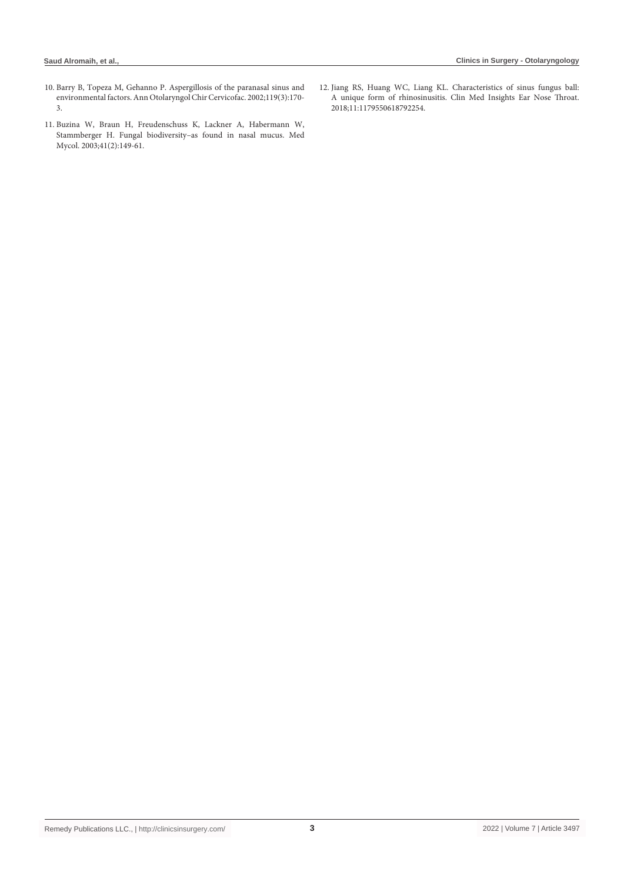10. Barry B, Topeza M, Gehanno P. Aspergillosis of the paranasal sinus and environmental factors. Ann Otolaryngol Chir Cervicofac. 2002;119(3):170-3.

11. Buzina W, Braun H, Freudenschuss K, Lackner A, Habermann W, Stammberger H. Fungal biodiversity–as found in nasal mucus. Med Mycol. 2003;41(2):149-61.

12. Jiang RS, Huang WC, Liang KL. Characteristics of sinus fungus ball: A unique form of rhinosinusitis. Clin Med Insights Ear Nose Throat. 2018;11:1179550618792254.